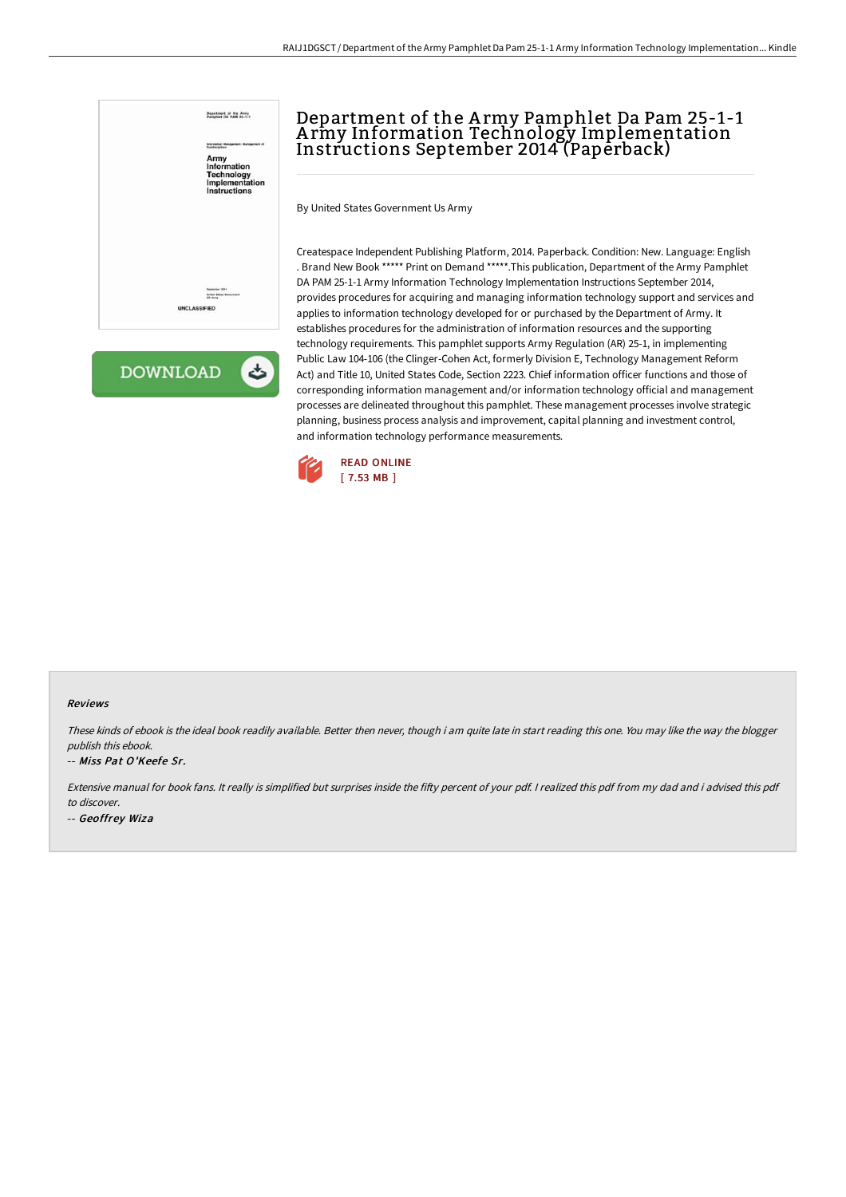# Department of the Army Pamphlet Da Pam 25-1-1 Army Information Technology Implementation Instructions September 2014 (Paperback)

By United States Government Us Army

Createspace Independent Publishing Platform, 2014. Paperback. Condition: New. Language: English . Brand New Book ***** Print on Demand *****.This publication, Department of the Army Pamphlet DA PAM 25-1-1 Army Information Technology Implementation Instructions September 2014, provides procedures for acquiring and managing information technology support and services and applies to information technology developed for or purchased by the Department of Army. It establishes procedures for the administration of information resources and the supporting technology requirements. This pamphlet supports Army Regulation (AR) 25-1, in implementing Public Law 104-106 (the Clinger-Cohen Act, formerly Division E, Technology Management Reform Act) and Title 10, United States Code, Section 2223. Chief information officer functions and those of corresponding information management and/or information technology official and management processes are delineated throughout this pamphlet. These management processes involve strategic planning, business process analysis and improvement, capital planning and investment control, and information technology performance measurements.

READ ONLINE
[ 7.53 MB ]

#### Reviews

*These kinds of ebook is the ideal book readily available. Better then never, though i am quite late in start reading this one. You may like the way the blogger publish this ebook.*

*-- Miss Pat O'Keefe Sr.*

*Extensive manual for book fans. It really is simplified but surprises inside the fifty percent of your pdf. I realized this pdf from my dad and i advised this pdf to discover.*

*-- Geoffrey Wiza*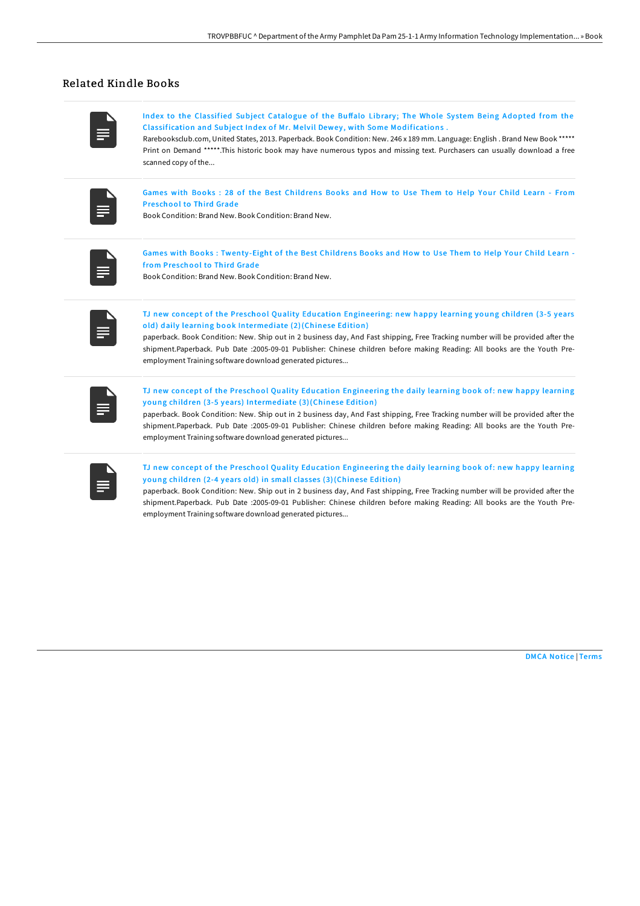## Related Kindle Books

**Index to the Classified Subject Catalogue of the Buffalo Library; The Whole System Being Adopted from the Classification and Subject Index of Mr. Melvil Dewey, with Some Modifications .**

Rarebooksclub.com, United States, 2013. Paperback. Book Condition: New. 246 x 189 mm. Language: English . Brand New Book ***** Print on Demand *****.This historic book may have numerous typos and missing text. Purchasers can usually download a free scanned copy of the...

**Games with Books : 28 of the Best Childrens Books and How to Use Them to Help Your Child Learn - From Preschool to Third Grade**

Book Condition: Brand New. Book Condition: Brand New.

**Games with Books : Twenty-Eight of the Best Childrens Books and How to Use Them to Help Your Child Learn - from Preschool to Third Grade**

Book Condition: Brand New. Book Condition: Brand New.

**TJ new concept of the Preschool Quality Education Engineering: new happy learning young children (3-5 years old) daily learning book Intermediate (2)(Chinese Edition)**

paperback. Book Condition: New. Ship out in 2 business day, And Fast shipping, Free Tracking number will be provided after the shipment.Paperback. Pub Date :2005-09-01 Publisher: Chinese children before making Reading: All books are the Youth Pre-employment Training software download generated pictures...

**TJ new concept of the Preschool Quality Education Engineering the daily learning book of: new happy learning young children (3-5 years) Intermediate (3)(Chinese Edition)**

paperback. Book Condition: New. Ship out in 2 business day, And Fast shipping, Free Tracking number will be provided after the shipment.Paperback. Pub Date :2005-09-01 Publisher: Chinese children before making Reading: All books are the Youth Pre-employment Training software download generated pictures...

**TJ new concept of the Preschool Quality Education Engineering the daily learning book of: new happy learning young children (2-4 years old) in small classes (3)(Chinese Edition)**

paperback. Book Condition: New. Ship out in 2 business day, And Fast shipping, Free Tracking number will be provided after the shipment.Paperback. Pub Date :2005-09-01 Publisher: Chinese children before making Reading: All books are the Youth Pre-employment Training software download generated pictures...

DMCA Notice | Terms